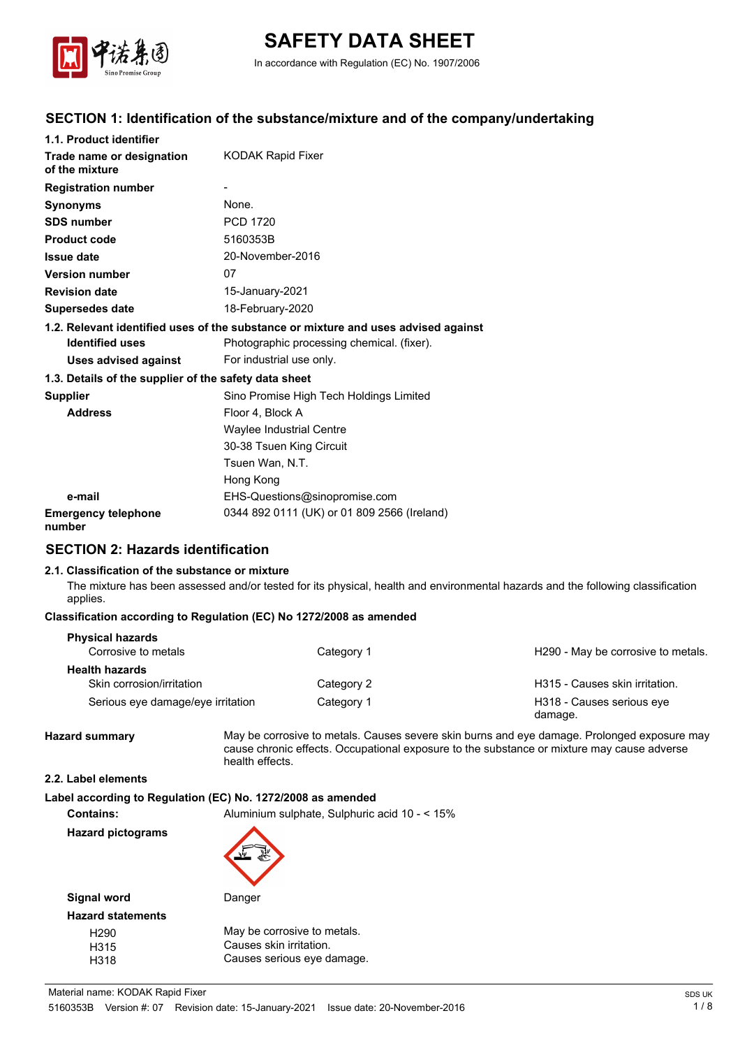# SAFETY DATA SHEET

In accordance with Regulation (EC) No. 1907/2006

## SECTION 1: Identification of the substance/mixture and of the company/undertaking

### 1.1. Product identifier

| | |
|---|---|
| **Trade name or designation of the mixture** | KODAK Rapid Fixer |
| **Registration number** | - |
| **Synonyms** | None. |
| **SDS number** | PCD 1720 |
| **Product code** | 5160353B |
| **Issue date** | 20-November-2016 |
| **Version number** | 07 |
| **Revision date** | 15-January-2021 |
| **Supersedes date** | 18-February-2020 |

### 1.2. Relevant identified uses of the substance or mixture and uses advised against

| | |
|---|---|
| **Identified uses** | Photographic processing chemical. (fixer). |
| **Uses advised against** | For industrial use only. |

### 1.3. Details of the supplier of the safety data sheet

| | |
|---|---|
| **Supplier** | Sino Promise High Tech Holdings Limited |
| **Address** | Floor 4, Block A<br>Waylee Industrial Centre<br>30-38 Tsuen King Circuit<br>Tsuen Wan, N.T.<br>Hong Kong |
| **e-mail** | EHS-Questions@sinopromise.com |
| **Emergency telephone number** | 0344 892 0111 (UK) or 01 809 2566 (Ireland) |

## SECTION 2: Hazards identification

### 2.1. Classification of the substance or mixture

The mixture has been assessed and/or tested for its physical, health and environmental hazards and the following classification applies.

**Classification according to Regulation (EC) No 1272/2008 as amended**

| | | |
|---|---|---|
| **Physical hazards** | | |
| Corrosive to metals | Category 1 | H290 - May be corrosive to metals. |
| **Health hazards** | | |
| Skin corrosion/irritation | Category 2 | H315 - Causes skin irritation. |
| Serious eye damage/eye irritation | Category 1 | H318 - Causes serious eye damage. |

**Hazard summary** May be corrosive to metals. Causes severe skin burns and eye damage. Prolonged exposure may cause chronic effects. Occupational exposure to the substance or mixture may cause adverse health effects.

### 2.2. Label elements

**Label according to Regulation (EC) No. 1272/2008 as amended**

**Contains:** Aluminium sulphate, Sulphuric acid 10 - < 15%

**Hazard pictograms**

**Signal word** Danger

**Hazard statements**

| | |
|---|---|
| H290 | May be corrosive to metals. |
| H315 | Causes skin irritation. |
| H318 | Causes serious eye damage. |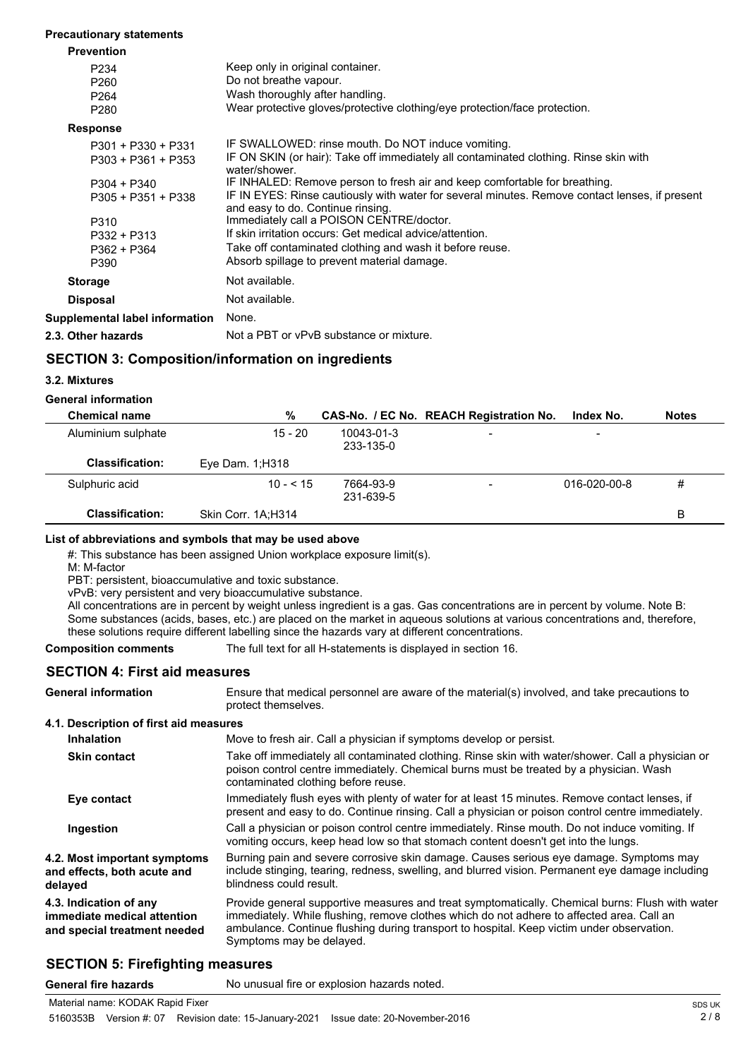**Precautionary statements**

**Prevention**

| | |
|---|---|
| P234 | Keep only in original container. |
| P260 | Do not breathe vapour. |
| P264 | Wash thoroughly after handling. |
| P280 | Wear protective gloves/protective clothing/eye protection/face protection. |

**Response**

| | |
|---|---|
| P301 + P330 + P331 | IF SWALLOWED: rinse mouth. Do NOT induce vomiting. |
| P303 + P361 + P353 | IF ON SKIN (or hair): Take off immediately all contaminated clothing. Rinse skin with water/shower. |
| P304 + P340 | IF INHALED: Remove person to fresh air and keep comfortable for breathing. |
| P305 + P351 + P338 | IF IN EYES: Rinse cautiously with water for several minutes. Remove contact lenses, if present and easy to do. Continue rinsing. |
| P310 | Immediately call a POISON CENTRE/doctor. |
| P332 + P313 | If skin irritation occurs: Get medical advice/attention. |
| P362 + P364 | Take off contaminated clothing and wash it before reuse. |
| P390 | Absorb spillage to prevent material damage. |

**Storage** Not available.

**Disposal** Not available.

**Supplemental label information** None.

**2.3. Other hazards** Not a PBT or vPvB substance or mixture.

## SECTION 3: Composition/information on ingredients

### 3.2. Mixtures

**General information**

| Chemical name | % | CAS-No. / EC No. | REACH Registration No. | Index No. | Notes |
|---|---|---|---|---|---|
| Aluminium sulphate | 15 - 20 | 10043-01-3 233-135-0 | - | - | |
| **Classification:** | Eye Dam. 1;H318 | | | | |
| Sulphuric acid | 10 - < 15 | 7664-93-9 231-639-5 | - | 016-020-00-8 | # |
| **Classification:** | Skin Corr. 1A;H314 | | | | B |

**List of abbreviations and symbols that may be used above**

#: This substance has been assigned Union workplace exposure limit(s).
M: M-factor
PBT: persistent, bioaccumulative and toxic substance.
vPvB: very persistent and very bioaccumulative substance.
All concentrations are in percent by weight unless ingredient is a gas. Gas concentrations are in percent by volume. Note B: Some substances (acids, bases, etc.) are placed on the market in aqueous solutions at various concentrations and, therefore, these solutions require different labelling since the hazards vary at different concentrations.

**Composition comments** The full text for all H-statements is displayed in section 16.

## SECTION 4: First aid measures

**General information** Ensure that medical personnel are aware of the material(s) involved, and take precautions to protect themselves.

**4.1. Description of first aid measures**

**Inhalation** Move to fresh air. Call a physician if symptoms develop or persist.

**Skin contact** Take off immediately all contaminated clothing. Rinse skin with water/shower. Call a physician or poison control centre immediately. Chemical burns must be treated by a physician. Wash contaminated clothing before reuse.

**Eye contact** Immediately flush eyes with plenty of water for at least 15 minutes. Remove contact lenses, if present and easy to do. Continue rinsing. Call a physician or poison control centre immediately.

**Ingestion** Call a physician or poison control centre immediately. Rinse mouth. Do not induce vomiting. If vomiting occurs, keep head low so that stomach content doesn't get into the lungs.

**4.2. Most important symptoms and effects, both acute and delayed** Burning pain and severe corrosive skin damage. Causes serious eye damage. Symptoms may include stinging, tearing, redness, swelling, and blurred vision. Permanent eye damage including blindness could result.

**4.3. Indication of any immediate medical attention and special treatment needed** Provide general supportive measures and treat symptomatically. Chemical burns: Flush with water immediately. While flushing, remove clothes which do not adhere to affected area. Call an ambulance. Continue flushing during transport to hospital. Keep victim under observation. Symptoms may be delayed.

## SECTION 5: Firefighting measures

**General fire hazards** No unusual fire or explosion hazards noted.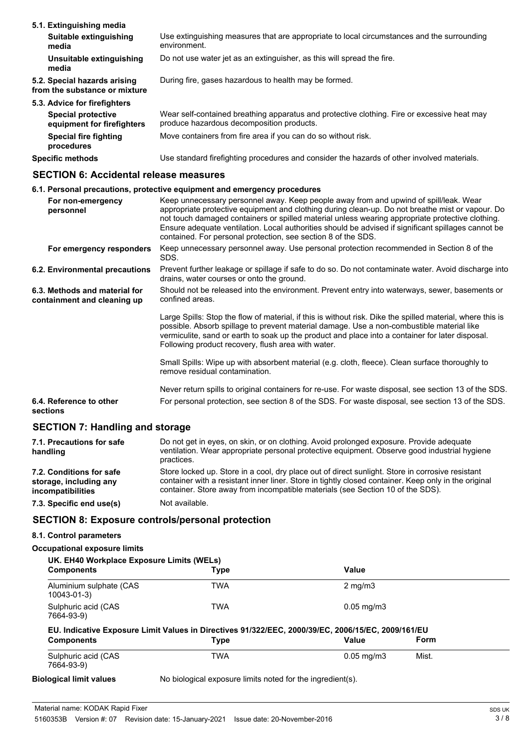**5.1. Extinguishing media**

| | |
|---|---|
| **Suitable extinguishing media** | Use extinguishing measures that are appropriate to local circumstances and the surrounding environment. |
| **Unsuitable extinguishing media** | Do not use water jet as an extinguisher, as this will spread the fire. |

| | |
|---|---|
| **5.2. Special hazards arising from the substance or mixture** | During fire, gases hazardous to health may be formed. |

**5.3. Advice for firefighters**

| | |
|---|---|
| **Special protective equipment for firefighters** | Wear self-contained breathing apparatus and protective clothing. Fire or excessive heat may produce hazardous decomposition products. |
| **Special fire fighting procedures** | Move containers from fire area if you can do so without risk. |
| **Specific methods** | Use standard firefighting procedures and consider the hazards of other involved materials. |

## SECTION 6: Accidental release measures

**6.1. Personal precautions, protective equipment and emergency procedures**

| | |
|---|---|
| **For non-emergency personnel** | Keep unnecessary personnel away. Keep people away from and upwind of spill/leak. Wear appropriate protective equipment and clothing during clean-up. Do not breathe mist or vapour. Do not touch damaged containers or spilled material unless wearing appropriate protective clothing. Ensure adequate ventilation. Local authorities should be advised if significant spillages cannot be contained. For personal protection, see section 8 of the SDS. |
| **For emergency responders** | Keep unnecessary personnel away. Use personal protection recommended in Section 8 of the SDS. |

**6.2. Environmental precautions**

Prevent further leakage or spillage if safe to do so. Do not contaminate water. Avoid discharge into drains, water courses or onto the ground.

**6.3. Methods and material for containment and cleaning up**

Should not be released into the environment. Prevent entry into waterways, sewer, basements or confined areas.

Large Spills: Stop the flow of material, if this is without risk. Dike the spilled material, where this is possible. Absorb spillage to prevent material damage. Use a non-combustible material like vermiculite, sand or earth to soak up the product and place into a container for later disposal. Following product recovery, flush area with water.

Small Spills: Wipe up with absorbent material (e.g. cloth, fleece). Clean surface thoroughly to remove residual contamination.

Never return spills to original containers for re-use. For waste disposal, see section 13 of the SDS.

**6.4. Reference to other sections**

For personal protection, see section 8 of the SDS. For waste disposal, see section 13 of the SDS.

## SECTION 7: Handling and storage

| | |
|---|---|
| **7.1. Precautions for safe handling** | Do not get in eyes, on skin, or on clothing. Avoid prolonged exposure. Provide adequate ventilation. Wear appropriate personal protective equipment. Observe good industrial hygiene practices. |
| **7.2. Conditions for safe storage, including any incompatibilities** | Store locked up. Store in a cool, dry place out of direct sunlight. Store in corrosive resistant container with a resistant inner liner. Store in tightly closed container. Keep only in the original container. Store away from incompatible materials (see Section 10 of the SDS). |
| **7.3. Specific end use(s)** | Not available. |

## SECTION 8: Exposure controls/personal protection

**8.1. Control parameters**

**Occupational exposure limits**

**UK. EH40 Workplace Exposure Limits (WELs)**

| Components | Type | Value |
|---|---|---|
| Aluminium sulphate (CAS 10043-01-3) | TWA | 2 mg/m3 |
| Sulphuric acid (CAS 7664-93-9) | TWA | 0.05 mg/m3 |

**EU. Indicative Exposure Limit Values in Directives 91/322/EEC, 2000/39/EC, 2006/15/EC, 2009/161/EU**

| Components | Type | Value | Form |
|---|---|---|---|
| Sulphuric acid (CAS 7664-93-9) | TWA | 0.05 mg/m3 | Mist. |

**Biological limit values**

No biological exposure limits noted for the ingredient(s).

Material name: KODAK Rapid Fixer

5160353B Version #: 07 Revision date: 15-January-2021 Issue date: 20-November-2016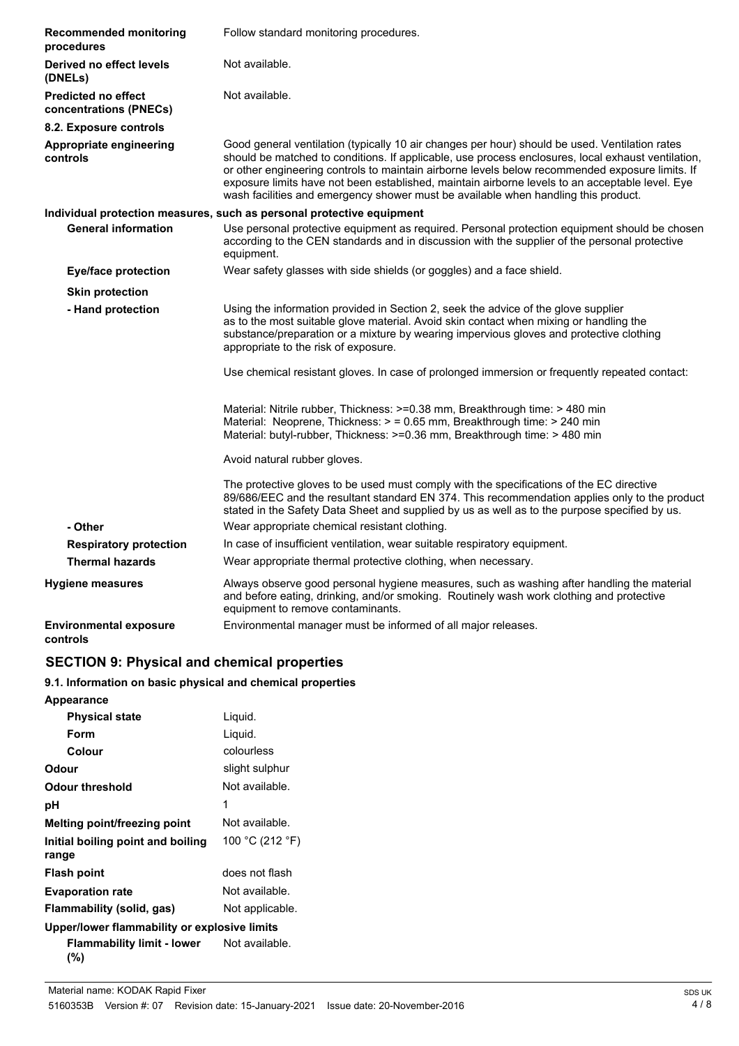| | |
|---|---|
| **Recommended monitoring procedures** | Follow standard monitoring procedures. |
| **Derived no effect levels (DNELs)** | Not available. |
| **Predicted no effect concentrations (PNECs)** | Not available. |

**8.2. Exposure controls**

| | |
|---|---|
| **Appropriate engineering controls** | Good general ventilation (typically 10 air changes per hour) should be used. Ventilation rates should be matched to conditions. If applicable, use process enclosures, local exhaust ventilation, or other engineering controls to maintain airborne levels below recommended exposure limits. If exposure limits have not been established, maintain airborne levels to an acceptable level. Eye wash facilities and emergency shower must be available when handling this product. |

**Individual protection measures, such as personal protective equipment**

**General information**
Use personal protective equipment as required. Personal protection equipment should be chosen according to the CEN standards and in discussion with the supplier of the personal protective equipment.

**Eye/face protection**
Wear safety glasses with side shields (or goggles) and a face shield.

**Skin protection**

**- Hand protection**
Using the information provided in Section 2, seek the advice of the glove supplier as to the most suitable glove material. Avoid skin contact when mixing or handling the substance/preparation or a mixture by wearing impervious gloves and protective clothing appropriate to the risk of exposure.

Use chemical resistant gloves. In case of prolonged immersion or frequently repeated contact:

Material: Nitrile rubber, Thickness: >=0.38 mm, Breakthrough time: > 480 min
Material: Neoprene, Thickness: > = 0.65 mm, Breakthrough time: > 240 min
Material: butyl-rubber, Thickness: >=0.36 mm, Breakthrough time: > 480 min

Avoid natural rubber gloves.

The protective gloves to be used must comply with the specifications of the EC directive 89/686/EEC and the resultant standard EN 374. This recommendation applies only to the product stated in the Safety Data Sheet and supplied by us as well as to the purpose specified by us.

**- Other**
Wear appropriate chemical resistant clothing.

**Respiratory protection**
In case of insufficient ventilation, wear suitable respiratory equipment.

**Thermal hazards**
Wear appropriate thermal protective clothing, when necessary.

**Hygiene measures**
Always observe good personal hygiene measures, such as washing after handling the material and before eating, drinking, and/or smoking. Routinely wash work clothing and protective equipment to remove contaminants.

**Environmental exposure controls**
Environmental manager must be informed of all major releases.

## SECTION 9: Physical and chemical properties

### 9.1. Information on basic physical and chemical properties

**Appearance**

| | |
|---|---|
| **Physical state** | Liquid. |
| **Form** | Liquid. |
| **Colour** | colourless |
| **Odour** | slight sulphur |
| **Odour threshold** | Not available. |
| **pH** | 1 |
| **Melting point/freezing point** | Not available. |
| **Initial boiling point and boiling range** | 100 °C (212 °F) |
| **Flash point** | does not flash |
| **Evaporation rate** | Not available. |
| **Flammability (solid, gas)** | Not applicable. |

**Upper/lower flammability or explosive limits**

| | |
|---|---|
| **Flammability limit - lower (%)** | Not available. |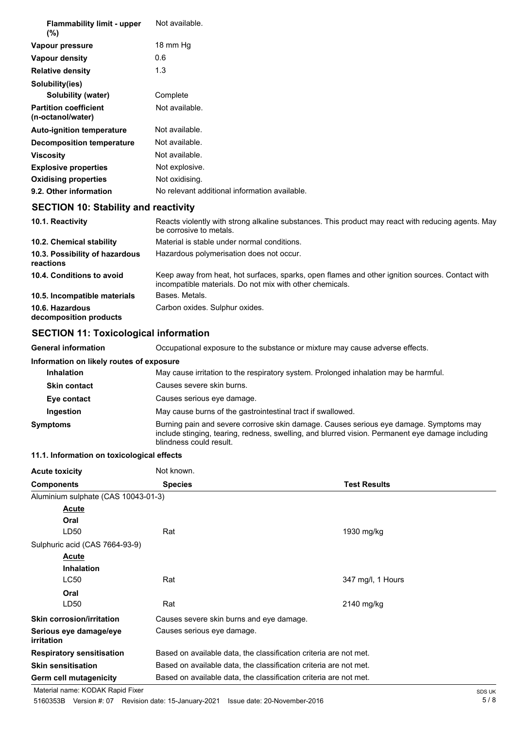| | |
|---|---|
| **Flammability limit - upper (%)** | Not available. |
| **Vapour pressure** | 18 mm Hg |
| **Vapour density** | 0.6 |
| **Relative density** | 1.3 |
| **Solubility(ies)** | |
| **Solubility (water)** | Complete |
| **Partition coefficient (n-octanol/water)** | Not available. |
| **Auto-ignition temperature** | Not available. |
| **Decomposition temperature** | Not available. |
| **Viscosity** | Not available. |
| **Explosive properties** | Not explosive. |
| **Oxidising properties** | Not oxidising. |
| **9.2. Other information** | No relevant additional information available. |

## SECTION 10: Stability and reactivity

| | |
|---|---|
| **10.1. Reactivity** | Reacts violently with strong alkaline substances. This product may react with reducing agents. May be corrosive to metals. |
| **10.2. Chemical stability** | Material is stable under normal conditions. |
| **10.3. Possibility of hazardous reactions** | Hazardous polymerisation does not occur. |
| **10.4. Conditions to avoid** | Keep away from heat, hot surfaces, sparks, open flames and other ignition sources. Contact with incompatible materials. Do not mix with other chemicals. |
| **10.5. Incompatible materials** | Bases. Metals. |
| **10.6. Hazardous decomposition products** | Carbon oxides. Sulphur oxides. |

## SECTION 11: Toxicological information

| | |
|---|---|
| **General information** | Occupational exposure to the substance or mixture may cause adverse effects. |

**Information on likely routes of exposure**

| | |
|---|---|
| **Inhalation** | May cause irritation to the respiratory system. Prolonged inhalation may be harmful. |
| **Skin contact** | Causes severe skin burns. |
| **Eye contact** | Causes serious eye damage. |
| **Ingestion** | May cause burns of the gastrointestinal tract if swallowed. |
| **Symptoms** | Burning pain and severe corrosive skin damage. Causes serious eye damage. Symptoms may include stinging, tearing, redness, swelling, and blurred vision. Permanent eye damage including blindness could result. |

**11.1. Information on toxicological effects**

| | | |
|---|---|---|
| **Acute toxicity** | Not known. | |
| **Components** | **Species** | **Test Results** |
| Aluminium sulphate (CAS 10043-01-3) | | |
| **Acute** | | |
| **Oral** | | |
| LD50 | Rat | 1930 mg/kg |
| Sulphuric acid (CAS 7664-93-9) | | |
| **Acute** | | |
| **Inhalation** | | |
| LC50 | Rat | 347 mg/l, 1 Hours |
| **Oral** | | |
| LD50 | Rat | 2140 mg/kg |

| | |
|---|---|
| **Skin corrosion/irritation** | Causes severe skin burns and eye damage. |
| **Serious eye damage/eye irritation** | Causes serious eye damage. |
| **Respiratory sensitisation** | Based on available data, the classification criteria are not met. |
| **Skin sensitisation** | Based on available data, the classification criteria are not met. |
| **Germ cell mutagenicity** | Based on available data, the classification criteria are not met. |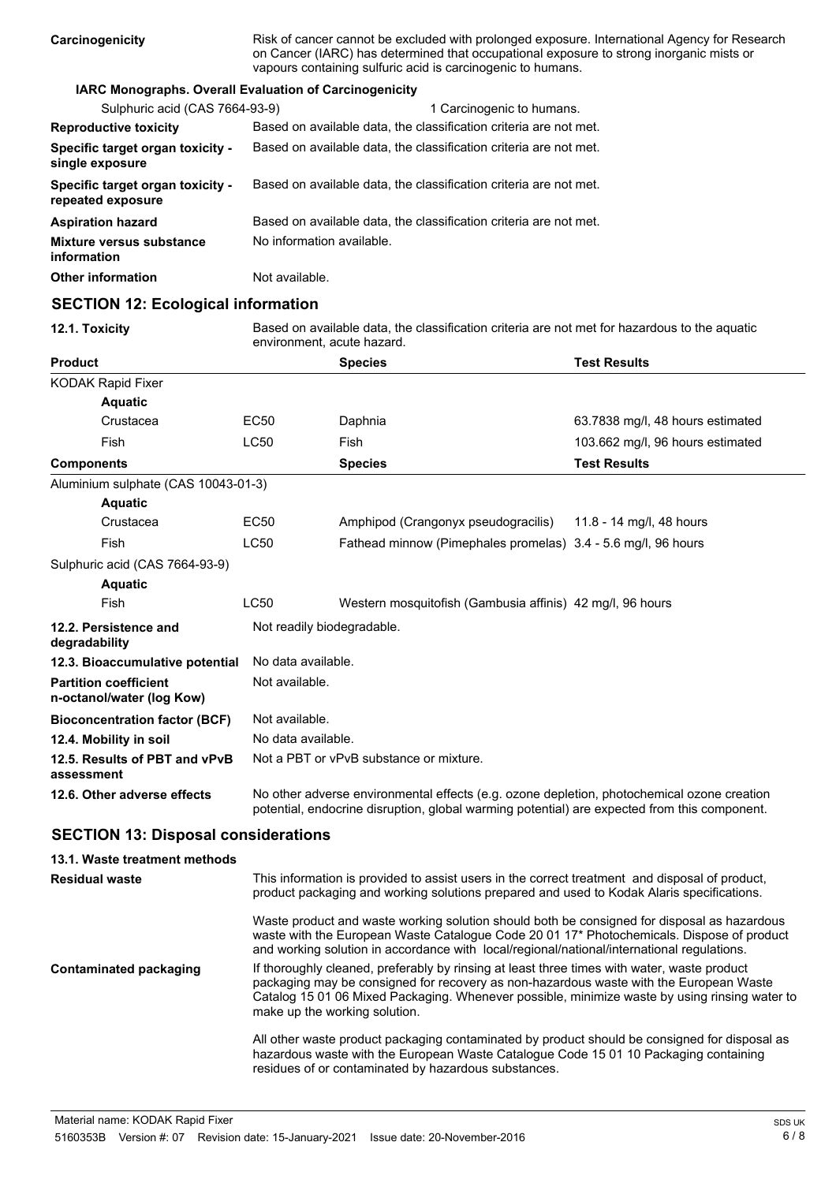**Carcinogenicity** Risk of cancer cannot be excluded with prolonged exposure. International Agency for Research on Cancer (IARC) has determined that occupational exposure to strong inorganic mists or vapours containing sulfuric acid is carcinogenic to humans.

**IARC Monographs. Overall Evaluation of Carcinogenicity**

| | |
|---|---|
| Sulphuric acid (CAS 7664-93-9) | 1 Carcinogenic to humans. |
| **Reproductive toxicity** | Based on available data, the classification criteria are not met. |
| **Specific target organ toxicity - single exposure** | Based on available data, the classification criteria are not met. |
| **Specific target organ toxicity - repeated exposure** | Based on available data, the classification criteria are not met. |
| **Aspiration hazard** | Based on available data, the classification criteria are not met. |
| **Mixture versus substance information** | No information available. |
| **Other information** | Not available. |

## SECTION 12: Ecological information

**12.1. Toxicity** Based on available data, the classification criteria are not met for hazardous to the aquatic environment, acute hazard.

| Product | | Species | Test Results |
|---|---|---|---|
| KODAK Rapid Fixer | | | |
| **Aquatic** | | | |
| Crustacea | EC50 | Daphnia | 63.7838 mg/l, 48 hours estimated |
| Fish | LC50 | Fish | 103.662 mg/l, 96 hours estimated |
| **Components** | | **Species** | **Test Results** |
| Aluminium sulphate (CAS 10043-01-3) | | | |
| **Aquatic** | | | |
| Crustacea | EC50 | Amphipod (Crangonyx pseudogracilis) | 11.8 - 14 mg/l, 48 hours |
| Fish | LC50 | Fathead minnow (Pimephales promelas) | 3.4 - 5.6 mg/l, 96 hours |
| Sulphuric acid (CAS 7664-93-9) | | | |
| **Aquatic** | | | |
| Fish | LC50 | Western mosquitofish (Gambusia affinis) | 42 mg/l, 96 hours |

| | |
|---|---|
| **12.2. Persistence and degradability** | Not readily biodegradable. |
| **12.3. Bioaccumulative potential** | No data available. |
| **Partition coefficient n-octanol/water (log Kow)** | Not available. |
| **Bioconcentration factor (BCF)** | Not available. |
| **12.4. Mobility in soil** | No data available. |
| **12.5. Results of PBT and vPvB assessment** | Not a PBT or vPvB substance or mixture. |
| **12.6. Other adverse effects** | No other adverse environmental effects (e.g. ozone depletion, photochemical ozone creation potential, endocrine disruption, global warming potential) are expected from this component. |

## SECTION 13: Disposal considerations

**13.1. Waste treatment methods**

**Residual waste**

This information is provided to assist users in the correct treatment and disposal of product, product packaging and working solutions prepared and used to Kodak Alaris specifications.

Waste product and waste working solution should both be consigned for disposal as hazardous waste with the European Waste Catalogue Code 20 01 17* Photochemicals. Dispose of product and working solution in accordance with local/regional/national/international regulations.

**Contaminated packaging**

If thoroughly cleaned, preferably by rinsing at least three times with water, waste product packaging may be consigned for recovery as non-hazardous waste with the European Waste Catalog 15 01 06 Mixed Packaging. Whenever possible, minimize waste by using rinsing water to make up the working solution.

All other waste product packaging contaminated by product should be consigned for disposal as hazardous waste with the European Waste Catalogue Code 15 01 10 Packaging containing residues of or contaminated by hazardous substances.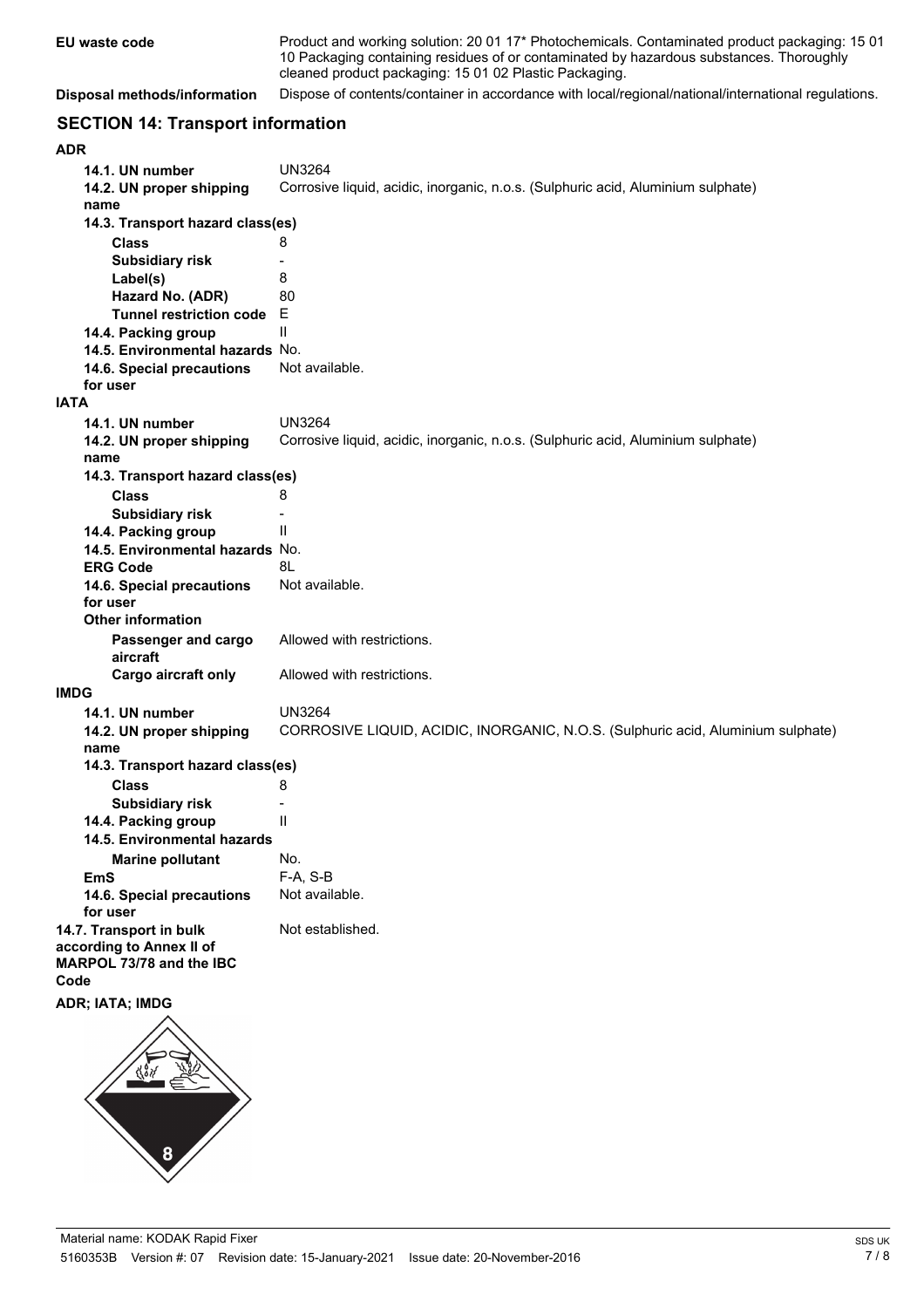| | |
|---|---|
| **EU waste code** | Product and working solution: 20 01 17* Photochemicals. Contaminated product packaging: 15 01 10 Packaging containing residues of or contaminated by hazardous substances. Thoroughly cleaned product packaging: 15 01 02 Plastic Packaging. |
| **Disposal methods/information** | Dispose of contents/container in accordance with local/regional/national/international regulations. |

## SECTION 14: Transport information

**ADR**

| | |
|---|---|
| **14.1. UN number** | UN3264 |
| **14.2. UN proper shipping name** | Corrosive liquid, acidic, inorganic, n.o.s. (Sulphuric acid, Aluminium sulphate) |
| **14.3. Transport hazard class(es)** | |
| **Class** | 8 |
| **Subsidiary risk** | - |
| **Label(s)** | 8 |
| **Hazard No. (ADR)** | 80 |
| **Tunnel restriction code** | E |
| **14.4. Packing group** | II |
| **14.5. Environmental hazards** | No. |
| **14.6. Special precautions for user** | Not available. |

**IATA**

| | |
|---|---|
| **14.1. UN number** | UN3264 |
| **14.2. UN proper shipping name** | Corrosive liquid, acidic, inorganic, n.o.s. (Sulphuric acid, Aluminium sulphate) |
| **14.3. Transport hazard class(es)** | |
| **Class** | 8 |
| **Subsidiary risk** | - |
| **14.4. Packing group** | II |
| **14.5. Environmental hazards** | No. |
| **ERG Code** | 8L |
| **14.6. Special precautions for user** | Not available. |
| **Other information** | |
| **Passenger and cargo aircraft** | Allowed with restrictions. |
| **Cargo aircraft only** | Allowed with restrictions. |

**IMDG**

| | |
|---|---|
| **14.1. UN number** | UN3264 |
| **14.2. UN proper shipping name** | CORROSIVE LIQUID, ACIDIC, INORGANIC, N.O.S. (Sulphuric acid, Aluminium sulphate) |
| **14.3. Transport hazard class(es)** | |
| **Class** | 8 |
| **Subsidiary risk** | - |
| **14.4. Packing group** | II |
| **14.5. Environmental hazards** | |
| **Marine pollutant** | No. |
| **EmS** | F-A, S-B |
| **14.6. Special precautions for user** | Not available. |
| **14.7. Transport in bulk according to Annex II of MARPOL 73/78 and the IBC Code** | Not established. |

**ADR; IATA; IMDG**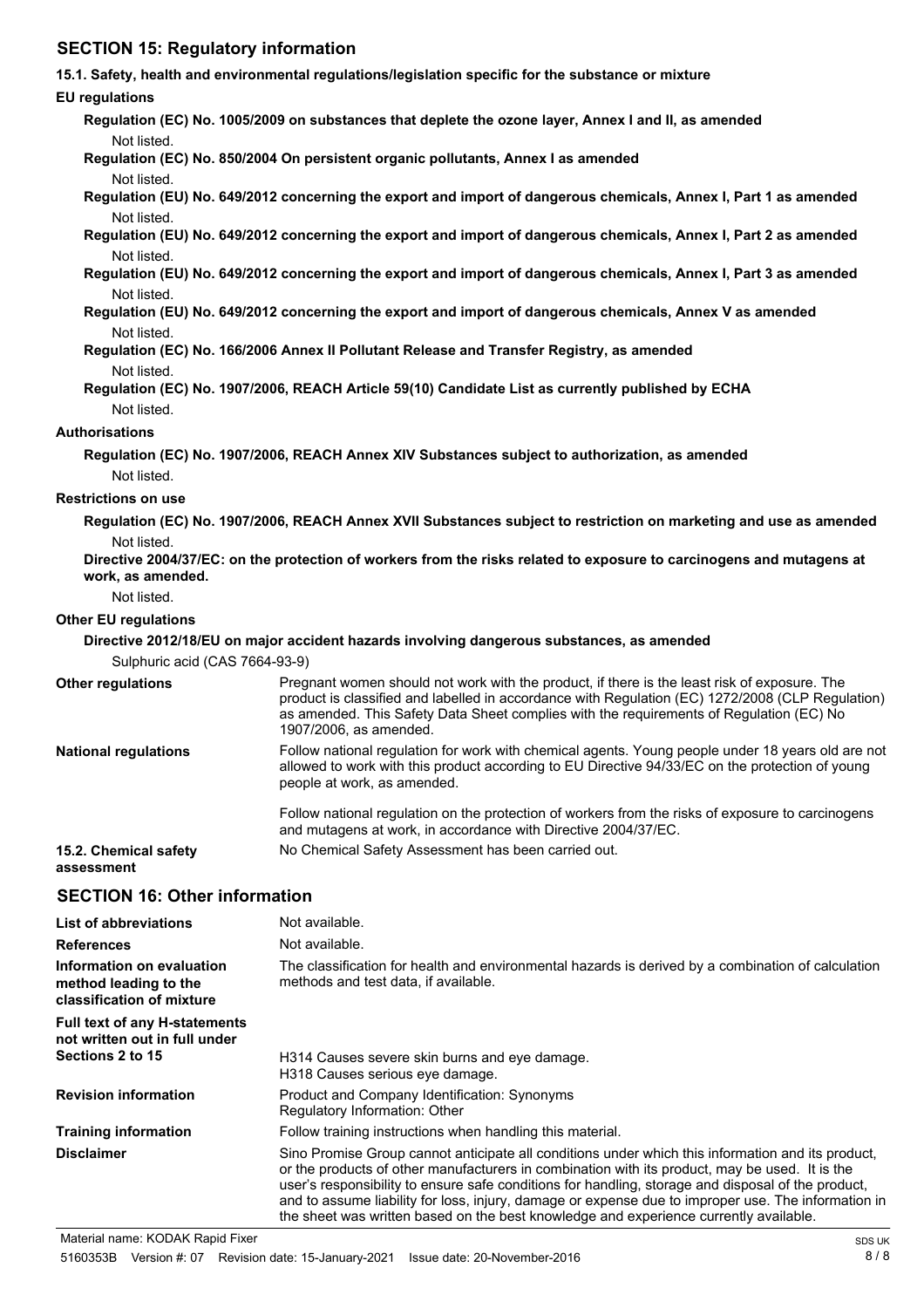## SECTION 15: Regulatory information

### 15.1. Safety, health and environmental regulations/legislation specific for the substance or mixture

**EU regulations**

**Regulation (EC) No. 1005/2009 on substances that deplete the ozone layer, Annex I and II, as amended**

Not listed.

**Regulation (EC) No. 850/2004 On persistent organic pollutants, Annex I as amended**

Not listed.

**Regulation (EU) No. 649/2012 concerning the export and import of dangerous chemicals, Annex I, Part 1 as amended**

Not listed.

**Regulation (EU) No. 649/2012 concerning the export and import of dangerous chemicals, Annex I, Part 2 as amended**

Not listed.

**Regulation (EU) No. 649/2012 concerning the export and import of dangerous chemicals, Annex I, Part 3 as amended**

Not listed.

**Regulation (EU) No. 649/2012 concerning the export and import of dangerous chemicals, Annex V as amended**

Not listed.

**Regulation (EC) No. 166/2006 Annex II Pollutant Release and Transfer Registry, as amended**

Not listed.

**Regulation (EC) No. 1907/2006, REACH Article 59(10) Candidate List as currently published by ECHA**

Not listed.

**Authorisations**

**Regulation (EC) No. 1907/2006, REACH Annex XIV Substances subject to authorization, as amended**

Not listed.

**Restrictions on use**

**Regulation (EC) No. 1907/2006, REACH Annex XVII Substances subject to restriction on marketing and use as amended**

Not listed.

**Directive 2004/37/EC: on the protection of workers from the risks related to exposure to carcinogens and mutagens at work, as amended.**

Not listed.

**Other EU regulations**

**Directive 2012/18/EU on major accident hazards involving dangerous substances, as amended**

Sulphuric acid (CAS 7664-93-9)

| | |
|---|---|
| **Other regulations** | Pregnant women should not work with the product, if there is the least risk of exposure. The product is classified and labelled in accordance with Regulation (EC) 1272/2008 (CLP Regulation) as amended. This Safety Data Sheet complies with the requirements of Regulation (EC) No 1907/2006, as amended. |
| **National regulations** | Follow national regulation for work with chemical agents. Young people under 18 years old are not allowed to work with this product according to EU Directive 94/33/EC on the protection of young people at work, as amended.<br><br>Follow national regulation on the protection of workers from the risks of exposure to carcinogens and mutagens at work, in accordance with Directive 2004/37/EC. |
| **15.2. Chemical safety assessment** | No Chemical Safety Assessment has been carried out. |

## SECTION 16: Other information

| | |
|---|---|
| **List of abbreviations** | Not available. |
| **References** | Not available. |
| **Information on evaluation method leading to the classification of mixture** | The classification for health and environmental hazards is derived by a combination of calculation methods and test data, if available. |
| **Full text of any H-statements not written out in full under Sections 2 to 15** | H314 Causes severe skin burns and eye damage.<br>H318 Causes serious eye damage. |
| **Revision information** | Product and Company Identification: Synonyms<br>Regulatory Information: Other |
| **Training information** | Follow training instructions when handling this material. |
| **Disclaimer** | Sino Promise Group cannot anticipate all conditions under which this information and its product, or the products of other manufacturers in combination with its product, may be used. It is the user's responsibility to ensure safe conditions for handling, storage and disposal of the product, and to assume liability for loss, injury, damage or expense due to improper use. The information in the sheet was written based on the best knowledge and experience currently available. |